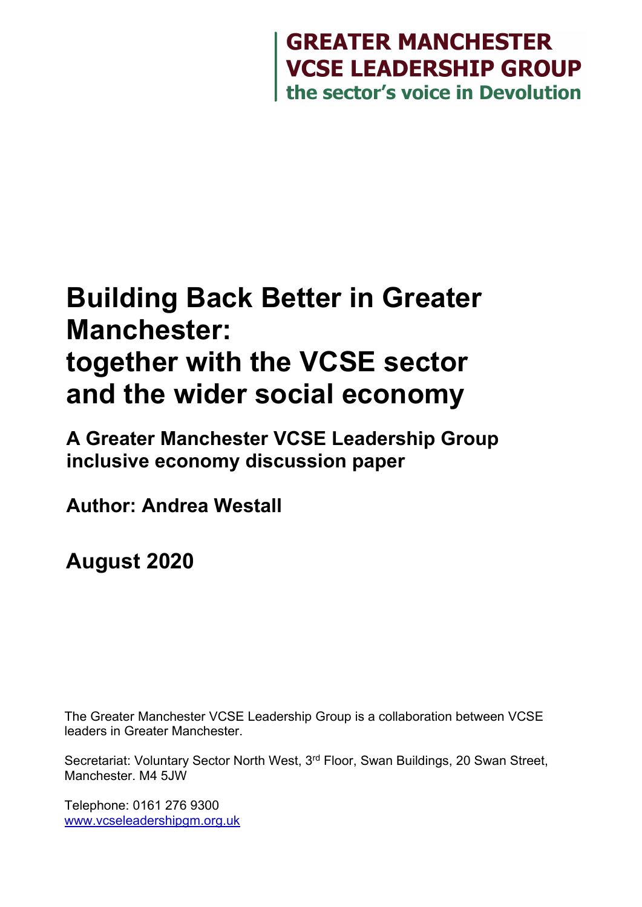**GREATER MANCHESTER**
**VCSE LEADERSHIP GROUP**
**the sector's voice in Devolution**

# Building Back Better in Greater Manchester: together with the VCSE sector and the wider social economy

## A Greater Manchester VCSE Leadership Group inclusive economy discussion paper

**Author: Andrea Westall**

**August 2020**

The Greater Manchester VCSE Leadership Group is a collaboration between VCSE leaders in Greater Manchester.

Secretariat: Voluntary Sector North West, 3rd Floor, Swan Buildings, 20 Swan Street, Manchester. M4 5JW

Telephone: 0161 276 9300
www.vcseleadershipgm.org.uk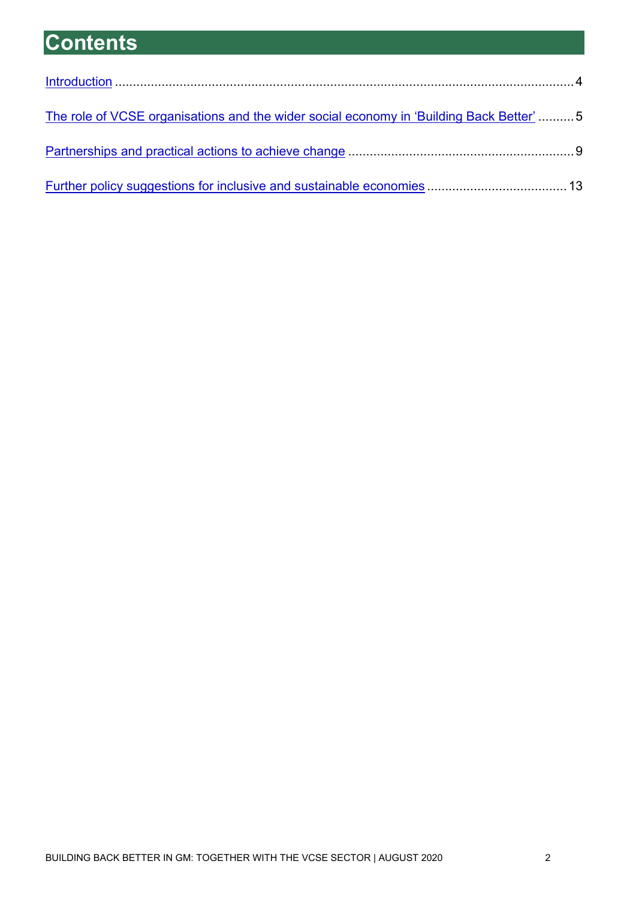# Contents

Introduction .......................................................................................................................... 4

The role of VCSE organisations and the wider social economy in 'Building Back Better' .......... 5

Partnerships and practical actions to achieve change ............................................................... 9

Further policy suggestions for inclusive and sustainable economies ....................................... 13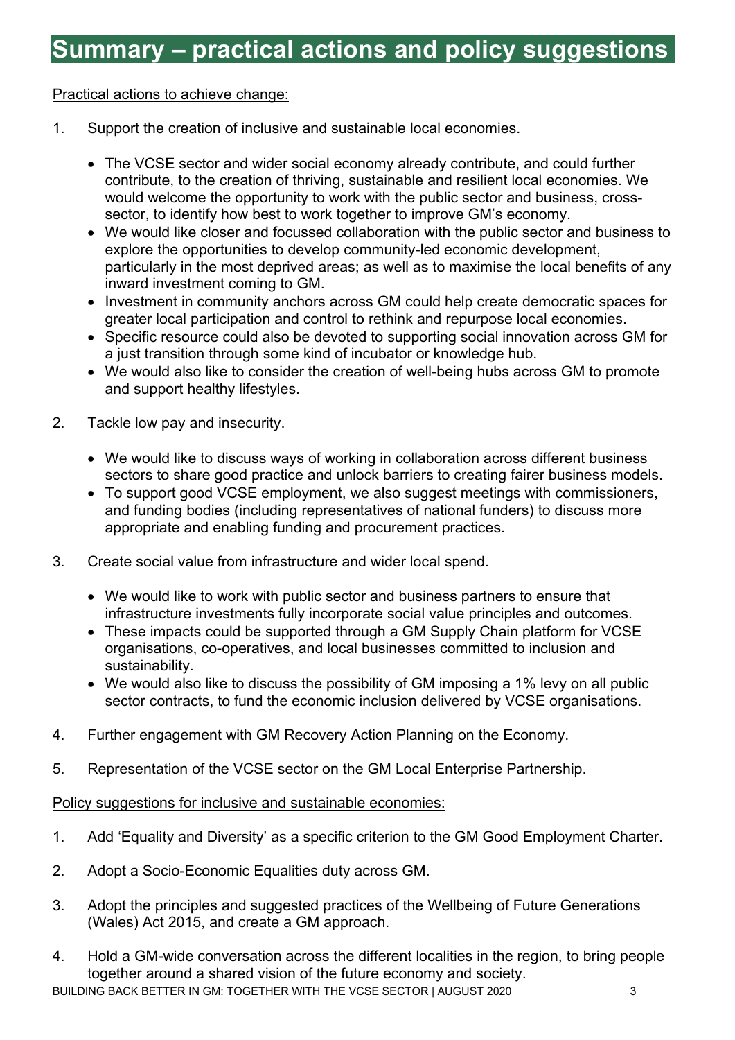# Summary – practical actions and policy suggestions

Practical actions to achieve change:

1. Support the creation of inclusive and sustainable local economies.

   - The VCSE sector and wider social economy already contribute, and could further contribute, to the creation of thriving, sustainable and resilient local economies. We would welcome the opportunity to work with the public sector and business, cross-sector, to identify how best to work together to improve GM's economy.
   - We would like closer and focussed collaboration with the public sector and business to explore the opportunities to develop community-led economic development, particularly in the most deprived areas; as well as to maximise the local benefits of any inward investment coming to GM.
   - Investment in community anchors across GM could help create democratic spaces for greater local participation and control to rethink and repurpose local economies.
   - Specific resource could also be devoted to supporting social innovation across GM for a just transition through some kind of incubator or knowledge hub.
   - We would also like to consider the creation of well-being hubs across GM to promote and support healthy lifestyles.

2. Tackle low pay and insecurity.

   - We would like to discuss ways of working in collaboration across different business sectors to share good practice and unlock barriers to creating fairer business models.
   - To support good VCSE employment, we also suggest meetings with commissioners, and funding bodies (including representatives of national funders) to discuss more appropriate and enabling funding and procurement practices.

3. Create social value from infrastructure and wider local spend.

   - We would like to work with public sector and business partners to ensure that infrastructure investments fully incorporate social value principles and outcomes.
   - These impacts could be supported through a GM Supply Chain platform for VCSE organisations, co-operatives, and local businesses committed to inclusion and sustainability.
   - We would also like to discuss the possibility of GM imposing a 1% levy on all public sector contracts, to fund the economic inclusion delivered by VCSE organisations.

4. Further engagement with GM Recovery Action Planning on the Economy.

5. Representation of the VCSE sector on the GM Local Enterprise Partnership.

Policy suggestions for inclusive and sustainable economies:

1. Add 'Equality and Diversity' as a specific criterion to the GM Good Employment Charter.

2. Adopt a Socio-Economic Equalities duty across GM.

3. Adopt the principles and suggested practices of the Wellbeing of Future Generations (Wales) Act 2015, and create a GM approach.

4. Hold a GM-wide conversation across the different localities in the region, to bring people together around a shared vision of the future economy and society.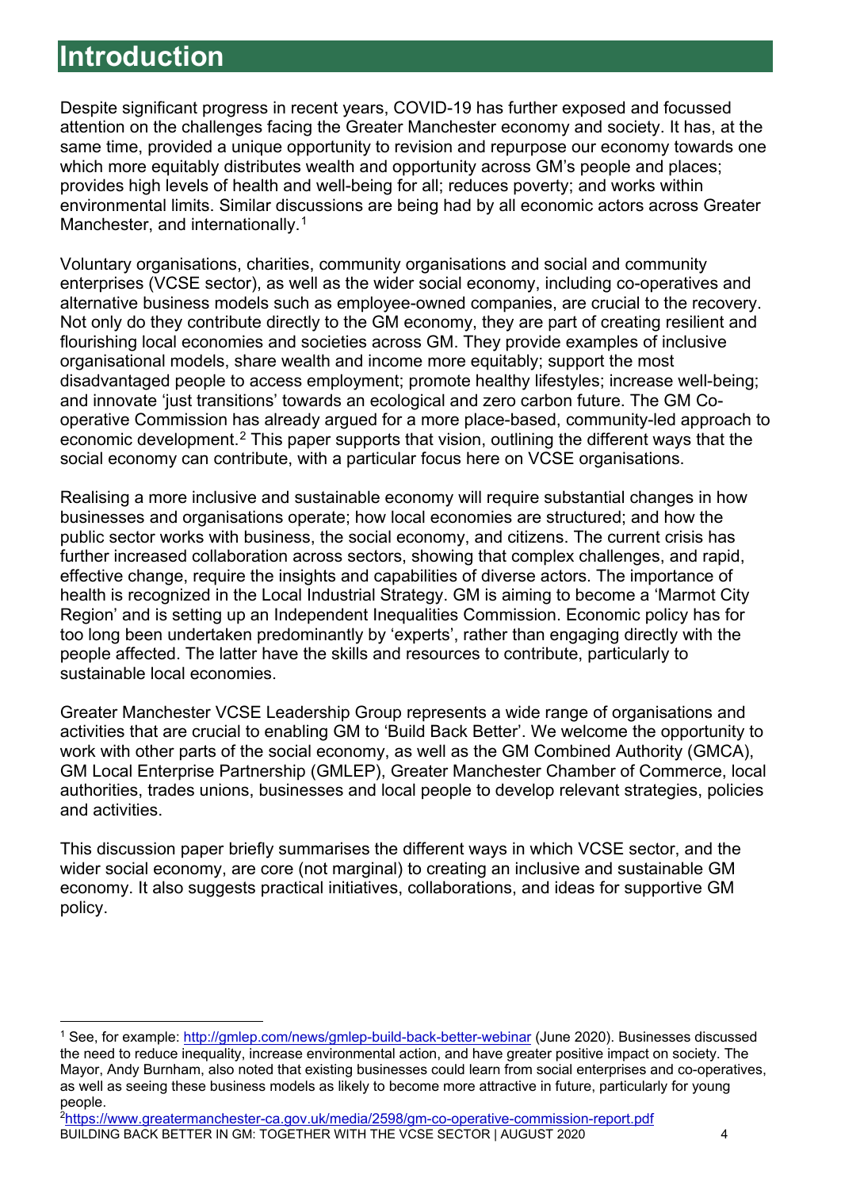# Introduction

Despite significant progress in recent years, COVID-19 has further exposed and focussed attention on the challenges facing the Greater Manchester economy and society. It has, at the same time, provided a unique opportunity to revision and repurpose our economy towards one which more equitably distributes wealth and opportunity across GM's people and places; provides high levels of health and well-being for all; reduces poverty; and works within environmental limits. Similar discussions are being had by all economic actors across Greater Manchester, and internationally.[1]

Voluntary organisations, charities, community organisations and social and community enterprises (VCSE sector), as well as the wider social economy, including co-operatives and alternative business models such as employee-owned companies, are crucial to the recovery. Not only do they contribute directly to the GM economy, they are part of creating resilient and flourishing local economies and societies across GM. They provide examples of inclusive organisational models, share wealth and income more equitably; support the most disadvantaged people to access employment; promote healthy lifestyles; increase well-being; and innovate 'just transitions' towards an ecological and zero carbon future. The GM Co-operative Commission has already argued for a more place-based, community-led approach to economic development.[2] This paper supports that vision, outlining the different ways that the social economy can contribute, with a particular focus here on VCSE organisations.

Realising a more inclusive and sustainable economy will require substantial changes in how businesses and organisations operate; how local economies are structured; and how the public sector works with business, the social economy, and citizens. The current crisis has further increased collaboration across sectors, showing that complex challenges, and rapid, effective change, require the insights and capabilities of diverse actors. The importance of health is recognized in the Local Industrial Strategy. GM is aiming to become a 'Marmot City Region' and is setting up an Independent Inequalities Commission. Economic policy has for too long been undertaken predominantly by 'experts', rather than engaging directly with the people affected. The latter have the skills and resources to contribute, particularly to sustainable local economies.

Greater Manchester VCSE Leadership Group represents a wide range of organisations and activities that are crucial to enabling GM to 'Build Back Better'. We welcome the opportunity to work with other parts of the social economy, as well as the GM Combined Authority (GMCA), GM Local Enterprise Partnership (GMLEP), Greater Manchester Chamber of Commerce, local authorities, trades unions, businesses and local people to develop relevant strategies, policies and activities.

This discussion paper briefly summarises the different ways in which VCSE sector, and the wider social economy, are core (not marginal) to creating an inclusive and sustainable GM economy. It also suggests practical initiatives, collaborations, and ideas for supportive GM policy.

---

[1] See, for example: http://gmlep.com/news/gmlep-build-back-better-webinar (June 2020). Businesses discussed the need to reduce inequality, increase environmental action, and have greater positive impact on society. The Mayor, Andy Burnham, also noted that existing businesses could learn from social enterprises and co-operatives, as well as seeing these business models as likely to become more attractive in future, particularly for young people.

[2] https://www.greatermanchester-ca.gov.uk/media/2598/gm-co-operative-commission-report.pdf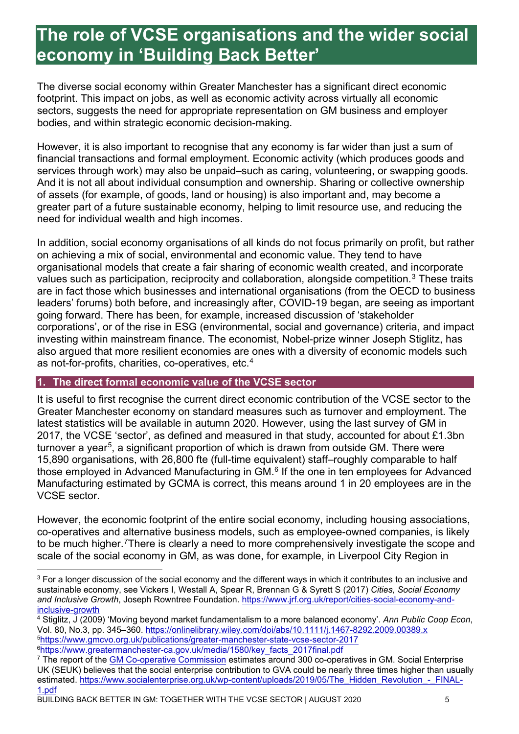# The role of VCSE organisations and the wider social economy in 'Building Back Better'

The diverse social economy within Greater Manchester has a significant direct economic footprint. This impact on jobs, as well as economic activity across virtually all economic sectors, suggests the need for appropriate representation on GM business and employer bodies, and within strategic economic decision-making.

However, it is also important to recognise that any economy is far wider than just a sum of financial transactions and formal employment. Economic activity (which produces goods and services through work) may also be unpaid–such as caring, volunteering, or swapping goods. And it is not all about individual consumption and ownership. Sharing or collective ownership of assets (for example, of goods, land or housing) is also important and, may become a greater part of a future sustainable economy, helping to limit resource use, and reducing the need for individual wealth and high incomes.

In addition, social economy organisations of all kinds do not focus primarily on profit, but rather on achieving a mix of social, environmental and economic value. They tend to have organisational models that create a fair sharing of economic wealth created, and incorporate values such as participation, reciprocity and collaboration, alongside competition.[3] These traits are in fact those which businesses and international organisations (from the OECD to business leaders' forums) both before, and increasingly after, COVID-19 began, are seeing as important going forward. There has been, for example, increased discussion of 'stakeholder corporations', or of the rise in ESG (environmental, social and governance) criteria, and impact investing within mainstream finance. The economist, Nobel-prize winner Joseph Stiglitz, has also argued that more resilient economies are ones with a diversity of economic models such as not-for-profits, charities, co-operatives, etc.[4]

## 1. The direct formal economic value of the VCSE sector

It is useful to first recognise the current direct economic contribution of the VCSE sector to the Greater Manchester economy on standard measures such as turnover and employment. The latest statistics will be available in autumn 2020. However, using the last survey of GM in 2017, the VCSE 'sector', as defined and measured in that study, accounted for about £1.3bn turnover a year[5], a significant proportion of which is drawn from outside GM. There were 15,890 organisations, with 26,800 fte (full-time equivalent) staff–roughly comparable to half those employed in Advanced Manufacturing in GM.[6] If the one in ten employees for Advanced Manufacturing estimated by GCMA is correct, this means around 1 in 20 employees are in the VCSE sector.

However, the economic footprint of the entire social economy, including housing associations, co-operatives and alternative business models, such as employee-owned companies, is likely to be much higher.[7]There is clearly a need to more comprehensively investigate the scope and scale of the social economy in GM, as was done, for example, in Liverpool City Region in

---

[3] For a longer discussion of the social economy and the different ways in which it contributes to an inclusive and sustainable economy, see Vickers I, Westall A, Spear R, Brennan G & Syrett S (2017) *Cities, Social Economy and Inclusive Growth*, Joseph Rowntree Foundation. https://www.jrf.org.uk/report/cities-social-economy-and-inclusive-growth

[4] Stiglitz, J (2009) 'Moving beyond market fundamentalism to a more balanced economy'. *Ann Public Coop Econ*, Vol. 80, No.3, pp. 345–360. https://onlinelibrary.wiley.com/doi/abs/10.1111/j.1467-8292.2009.00389.x

[5] https://www.gmcvo.org.uk/publications/greater-manchester-state-vcse-sector-2017

[6] https://www.greatermanchester-ca.gov.uk/media/1580/key_facts_2017final.pdf

[7] The report of the GM Co-operative Commission estimates around 300 co-operatives in GM. Social Enterprise UK (SEUK) believes that the social enterprise contribution to GVA could be nearly three times higher than usually estimated. https://www.socialenterprise.org.uk/wp-content/uploads/2019/05/The_Hidden_Revolution_-_FINAL-1.pdf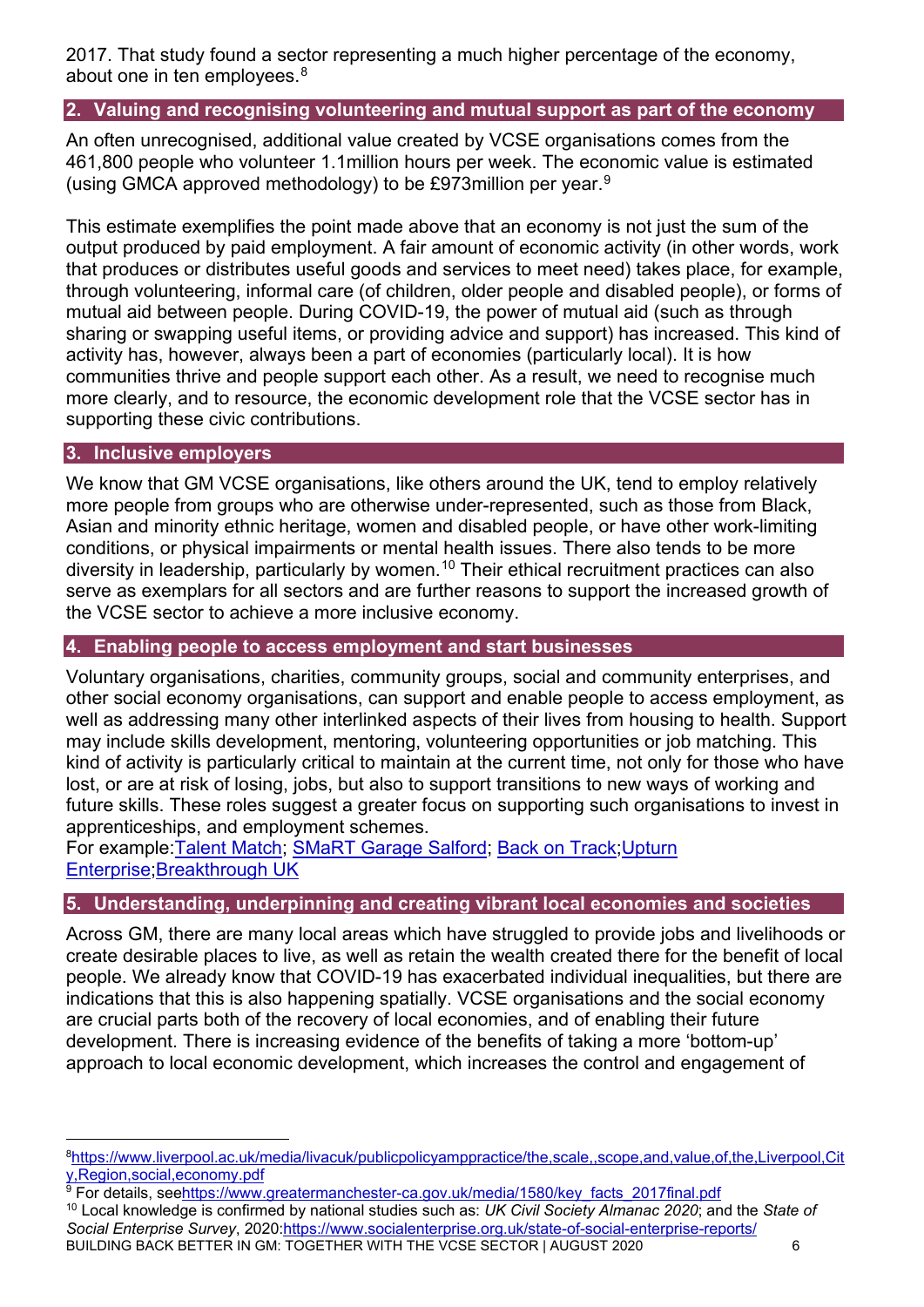2017. That study found a sector representing a much higher percentage of the economy, about one in ten employees.[8]

## 2. Valuing and recognising volunteering and mutual support as part of the economy

An often unrecognised, additional value created by VCSE organisations comes from the 461,800 people who volunteer 1.1million hours per week. The economic value is estimated (using GMCA approved methodology) to be £973million per year.[9]

This estimate exemplifies the point made above that an economy is not just the sum of the output produced by paid employment. A fair amount of economic activity (in other words, work that produces or distributes useful goods and services to meet need) takes place, for example, through volunteering, informal care (of children, older people and disabled people), or forms of mutual aid between people. During COVID-19, the power of mutual aid (such as through sharing or swapping useful items, or providing advice and support) has increased. This kind of activity has, however, always been a part of economies (particularly local). It is how communities thrive and people support each other. As a result, we need to recognise much more clearly, and to resource, the economic development role that the VCSE sector has in supporting these civic contributions.

## 3. Inclusive employers

We know that GM VCSE organisations, like others around the UK, tend to employ relatively more people from groups who are otherwise under-represented, such as those from Black, Asian and minority ethnic heritage, women and disabled people, or have other work-limiting conditions, or physical impairments or mental health issues. There also tends to be more diversity in leadership, particularly by women.[10] Their ethical recruitment practices can also serve as exemplars for all sectors and are further reasons to support the increased growth of the VCSE sector to achieve a more inclusive economy.

## 4. Enabling people to access employment and start businesses

Voluntary organisations, charities, community groups, social and community enterprises, and other social economy organisations, can support and enable people to access employment, as well as addressing many other interlinked aspects of their lives from housing to health. Support may include skills development, mentoring, volunteering opportunities or job matching. This kind of activity is particularly critical to maintain at the current time, not only for those who have lost, or are at risk of losing, jobs, but also to support transitions to new ways of working and future skills. These roles suggest a greater focus on supporting such organisations to invest in apprenticeships, and employment schemes.
For example:Talent Match; SMaRT Garage Salford; Back on Track;Upturn Enterprise;Breakthrough UK

## 5. Understanding, underpinning and creating vibrant local economies and societies

Across GM, there are many local areas which have struggled to provide jobs and livelihoods or create desirable places to live, as well as retain the wealth created there for the benefit of local people. We already know that COVID-19 has exacerbated individual inequalities, but there are indications that this is also happening spatially. VCSE organisations and the social economy are crucial parts both of the recovery of local economies, and of enabling their future development. There is increasing evidence of the benefits of taking a more 'bottom-up' approach to local economic development, which increases the control and engagement of

---

[8] https://www.liverpool.ac.uk/media/livacuk/publicpolicyamppractice/the,scale,,scope,and,value,of,the,Liverpool,City,Region,social,economy.pdf

[9] For details, seehttps://www.greatermanchester-ca.gov.uk/media/1580/key_facts_2017final.pdf

[10] Local knowledge is confirmed by national studies such as: *UK Civil Society Almanac 2020*; and the *State of Social Enterprise Survey*, 2020:https://www.socialenterprise.org.uk/state-of-social-enterprise-reports/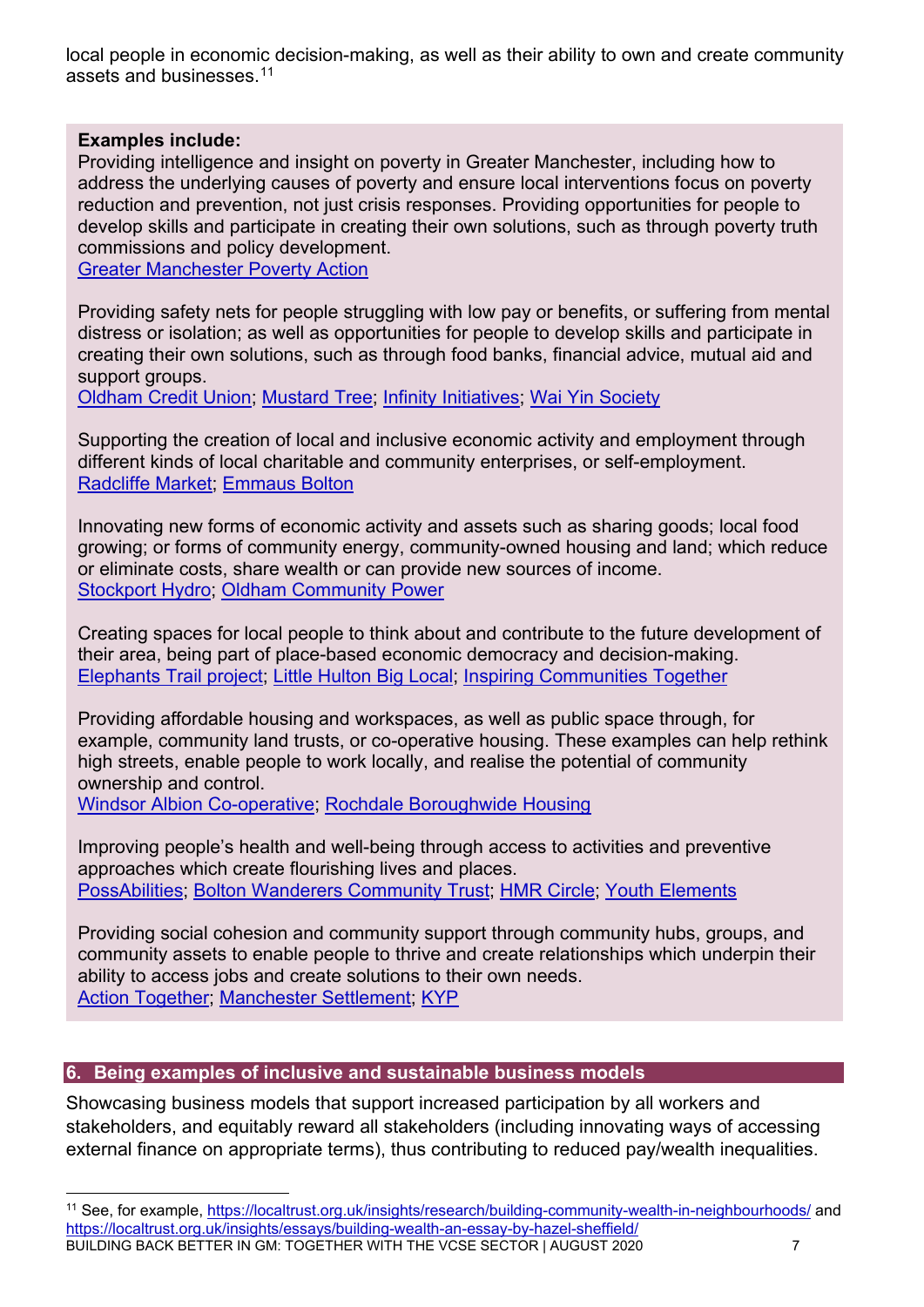local people in economic decision-making, as well as their ability to own and create community assets and businesses.[11]

**Examples include:**

Providing intelligence and insight on poverty in Greater Manchester, including how to address the underlying causes of poverty and ensure local interventions focus on poverty reduction and prevention, not just crisis responses. Providing opportunities for people to develop skills and participate in creating their own solutions, such as through poverty truth commissions and policy development.
Greater Manchester Poverty Action

Providing safety nets for people struggling with low pay or benefits, or suffering from mental distress or isolation; as well as opportunities for people to develop skills and participate in creating their own solutions, such as through food banks, financial advice, mutual aid and support groups.
Oldham Credit Union; Mustard Tree; Infinity Initiatives; Wai Yin Society

Supporting the creation of local and inclusive economic activity and employment through different kinds of local charitable and community enterprises, or self-employment.
Radcliffe Market; Emmaus Bolton

Innovating new forms of economic activity and assets such as sharing goods; local food growing; or forms of community energy, community-owned housing and land; which reduce or eliminate costs, share wealth or can provide new sources of income.
Stockport Hydro; Oldham Community Power

Creating spaces for local people to think about and contribute to the future development of their area, being part of place-based economic democracy and decision-making.
Elephants Trail project; Little Hulton Big Local; Inspiring Communities Together

Providing affordable housing and workspaces, as well as public space through, for example, community land trusts, or co-operative housing. These examples can help rethink high streets, enable people to work locally, and realise the potential of community ownership and control.
Windsor Albion Co-operative; Rochdale Boroughwide Housing

Improving people's health and well-being through access to activities and preventive approaches which create flourishing lives and places.
PossAbilities; Bolton Wanderers Community Trust; HMR Circle; Youth Elements

Providing social cohesion and community support through community hubs, groups, and community assets to enable people to thrive and create relationships which underpin their ability to access jobs and create solutions to their own needs.
Action Together; Manchester Settlement; KYP

## 6. Being examples of inclusive and sustainable business models

Showcasing business models that support increased participation by all workers and stakeholders, and equitably reward all stakeholders (including innovating ways of accessing external finance on appropriate terms), thus contributing to reduced pay/wealth inequalities.

[11] See, for example, https://localtrust.org.uk/insights/research/building-community-wealth-in-neighbourhoods/ and https://localtrust.org.uk/insights/essays/building-wealth-an-essay-by-hazel-sheffield/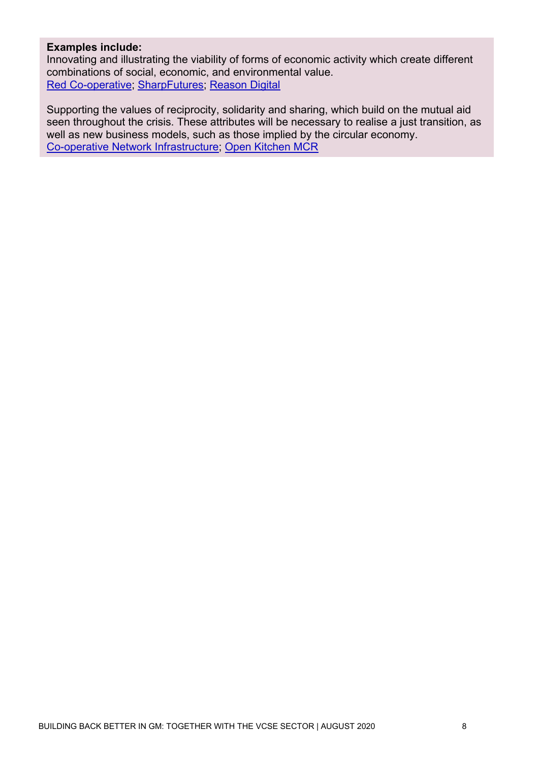**Examples include:**
Innovating and illustrating the viability of forms of economic activity which create different combinations of social, economic, and environmental value.
Red Co-operative; SharpFutures; Reason Digital

Supporting the values of reciprocity, solidarity and sharing, which build on the mutual aid seen throughout the crisis. These attributes will be necessary to realise a just transition, as well as new business models, such as those implied by the circular economy.
Co-operative Network Infrastructure; Open Kitchen MCR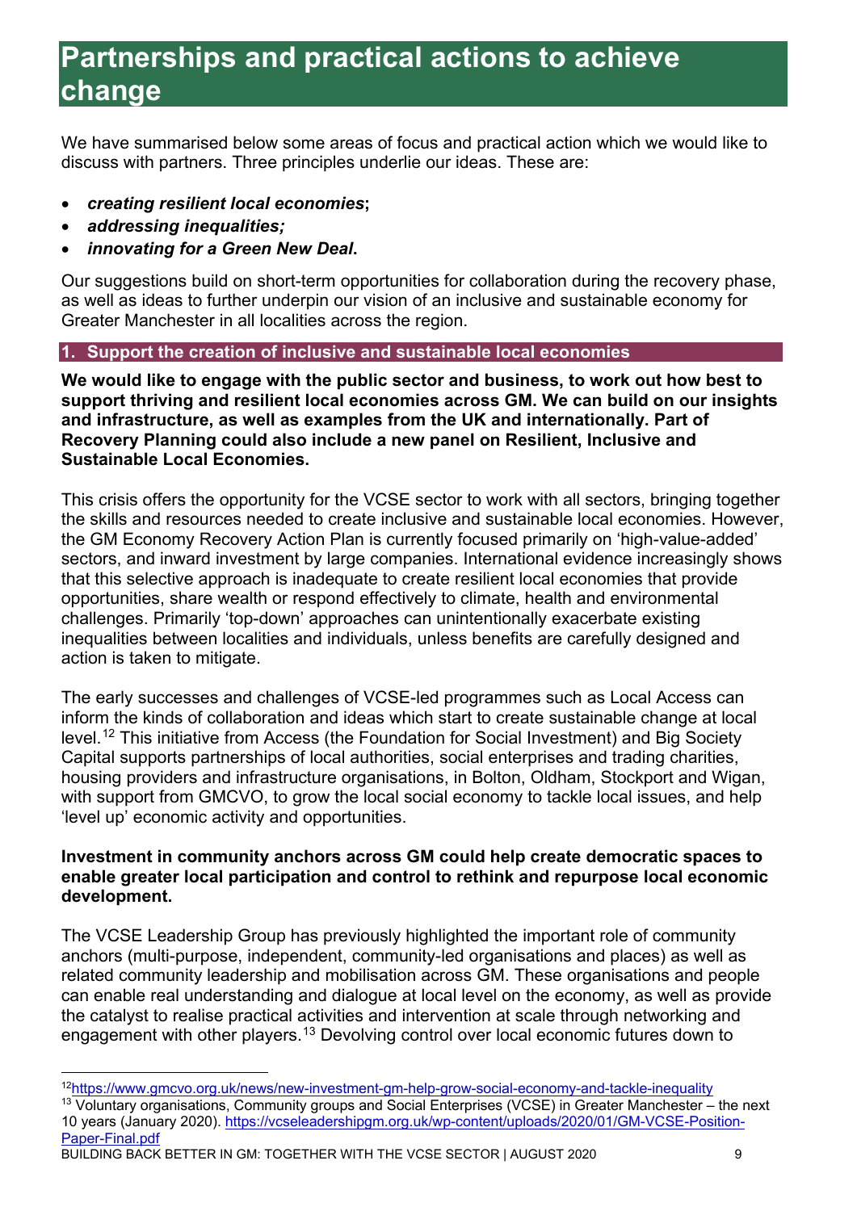# Partnerships and practical actions to achieve change

We have summarised below some areas of focus and practical action which we would like to discuss with partners. Three principles underlie our ideas. These are:

- ***creating resilient local economies*;**
- ***addressing inequalities;***
- ***innovating for a Green New Deal*.**

Our suggestions build on short-term opportunities for collaboration during the recovery phase, as well as ideas to further underpin our vision of an inclusive and sustainable economy for Greater Manchester in all localities across the region.

## 1. Support the creation of inclusive and sustainable local economies

**We would like to engage with the public sector and business, to work out how best to support thriving and resilient local economies across GM. We can build on our insights and infrastructure, as well as examples from the UK and internationally. Part of Recovery Planning could also include a new panel on Resilient, Inclusive and Sustainable Local Economies.**

This crisis offers the opportunity for the VCSE sector to work with all sectors, bringing together the skills and resources needed to create inclusive and sustainable local economies. However, the GM Economy Recovery Action Plan is currently focused primarily on 'high-value-added' sectors, and inward investment by large companies. International evidence increasingly shows that this selective approach is inadequate to create resilient local economies that provide opportunities, share wealth or respond effectively to climate, health and environmental challenges. Primarily 'top-down' approaches can unintentionally exacerbate existing inequalities between localities and individuals, unless benefits are carefully designed and action is taken to mitigate.

The early successes and challenges of VCSE-led programmes such as Local Access can inform the kinds of collaboration and ideas which start to create sustainable change at local level.[12] This initiative from Access (the Foundation for Social Investment) and Big Society Capital supports partnerships of local authorities, social enterprises and trading charities, housing providers and infrastructure organisations, in Bolton, Oldham, Stockport and Wigan, with support from GMCVO, to grow the local social economy to tackle local issues, and help 'level up' economic activity and opportunities.

**Investment in community anchors across GM could help create democratic spaces to enable greater local participation and control to rethink and repurpose local economic development.**

The VCSE Leadership Group has previously highlighted the important role of community anchors (multi-purpose, independent, community-led organisations and places) as well as related community leadership and mobilisation across GM. These organisations and people can enable real understanding and dialogue at local level on the economy, as well as provide the catalyst to realise practical activities and intervention at scale through networking and engagement with other players.[13] Devolving control over local economic futures down to

---

[12] https://www.gmcvo.org.uk/news/new-investment-gm-help-grow-social-economy-and-tackle-inequality

[13] Voluntary organisations, Community groups and Social Enterprises (VCSE) in Greater Manchester – the next 10 years (January 2020). https://vcseleadershipgm.org.uk/wp-content/uploads/2020/01/GM-VCSE-Position-Paper-Final.pdf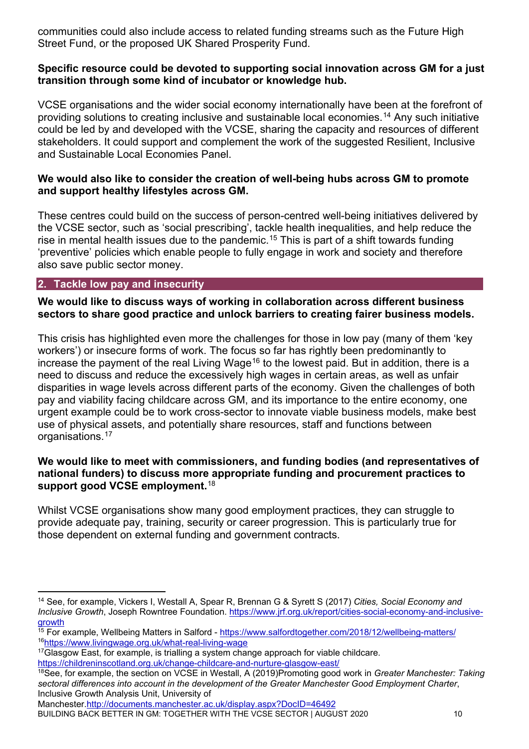communities could also include access to related funding streams such as the Future High Street Fund, or the proposed UK Shared Prosperity Fund.

**Specific resource could be devoted to supporting social innovation across GM for a just transition through some kind of incubator or knowledge hub.**

VCSE organisations and the wider social economy internationally have been at the forefront of providing solutions to creating inclusive and sustainable local economies.[14] Any such initiative could be led by and developed with the VCSE, sharing the capacity and resources of different stakeholders. It could support and complement the work of the suggested Resilient, Inclusive and Sustainable Local Economies Panel.

**We would also like to consider the creation of well-being hubs across GM to promote and support healthy lifestyles across GM.**

These centres could build on the success of person-centred well-being initiatives delivered by the VCSE sector, such as 'social prescribing', tackle health inequalities, and help reduce the rise in mental health issues due to the pandemic.[15] This is part of a shift towards funding 'preventive' policies which enable people to fully engage in work and society and therefore also save public sector money.

## 2. Tackle low pay and insecurity

**We would like to discuss ways of working in collaboration across different business sectors to share good practice and unlock barriers to creating fairer business models.**

This crisis has highlighted even more the challenges for those in low pay (many of them 'key workers') or insecure forms of work. The focus so far has rightly been predominantly to increase the payment of the real Living Wage[16] to the lowest paid. But in addition, there is a need to discuss and reduce the excessively high wages in certain areas, as well as unfair disparities in wage levels across different parts of the economy. Given the challenges of both pay and viability facing childcare across GM, and its importance to the entire economy, one urgent example could be to work cross-sector to innovate viable business models, make best use of physical assets, and potentially share resources, staff and functions between organisations.[17]

**We would like to meet with commissioners, and funding bodies (and representatives of national funders) to discuss more appropriate funding and procurement practices to support good VCSE employment.**[18]

Whilst VCSE organisations show many good employment practices, they can struggle to provide adequate pay, training, security or career progression. This is particularly true for those dependent on external funding and government contracts.

---

[14] See, for example, Vickers I, Westall A, Spear R, Brennan G & Syrett S (2017) *Cities, Social Economy and Inclusive Growth*, Joseph Rowntree Foundation. https://www.jrf.org.uk/report/cities-social-economy-and-inclusive-growth

[15] For example, Wellbeing Matters in Salford - https://www.salfordtogether.com/2018/12/wellbeing-matters/

[16] https://www.livingwage.org.uk/what-real-living-wage

[17] Glasgow East, for example, is trialling a system change approach for viable childcare. https://childreninscotland.org.uk/change-childcare-and-nurture-glasgow-east/

[18] See, for example, the section on VCSE in Westall, A (2019)Promoting good work in *Greater Manchester: Taking sectoral differences into account in the development of the Greater Manchester Good Employment Charter*, Inclusive Growth Analysis Unit, University of Manchester.http://documents.manchester.ac.uk/display.aspx?DocID=46492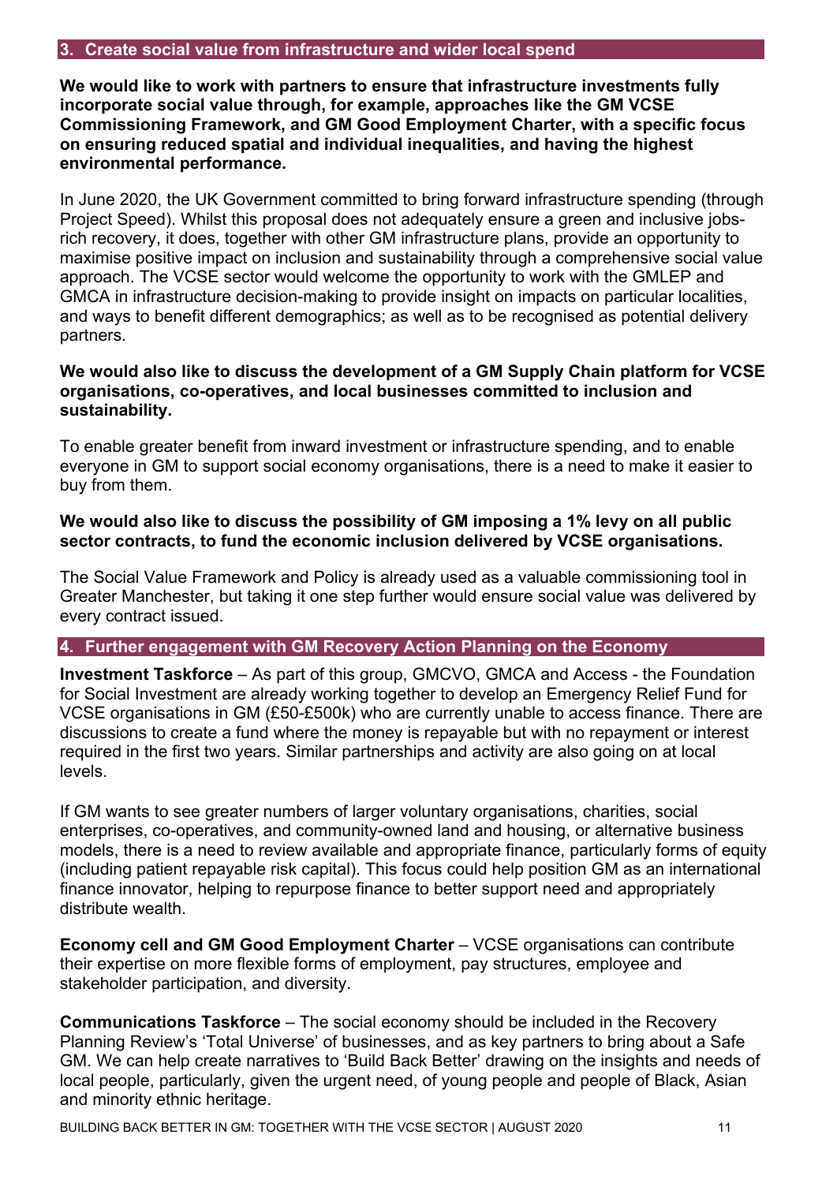## 3. Create social value from infrastructure and wider local spend

**We would like to work with partners to ensure that infrastructure investments fully incorporate social value through, for example, approaches like the GM VCSE Commissioning Framework, and GM Good Employment Charter, with a specific focus on ensuring reduced spatial and individual inequalities, and having the highest environmental performance.**

In June 2020, the UK Government committed to bring forward infrastructure spending (through Project Speed). Whilst this proposal does not adequately ensure a green and inclusive jobs-rich recovery, it does, together with other GM infrastructure plans, provide an opportunity to maximise positive impact on inclusion and sustainability through a comprehensive social value approach. The VCSE sector would welcome the opportunity to work with the GMLEP and GMCA in infrastructure decision-making to provide insight on impacts on particular localities, and ways to benefit different demographics; as well as to be recognised as potential delivery partners.

**We would also like to discuss the development of a GM Supply Chain platform for VCSE organisations, co-operatives, and local businesses committed to inclusion and sustainability.**

To enable greater benefit from inward investment or infrastructure spending, and to enable everyone in GM to support social economy organisations, there is a need to make it easier to buy from them.

**We would also like to discuss the possibility of GM imposing a 1% levy on all public sector contracts, to fund the economic inclusion delivered by VCSE organisations.**

The Social Value Framework and Policy is already used as a valuable commissioning tool in Greater Manchester, but taking it one step further would ensure social value was delivered by every contract issued.

## 4. Further engagement with GM Recovery Action Planning on the Economy

**Investment Taskforce** – As part of this group, GMCVO, GMCA and Access - the Foundation for Social Investment are already working together to develop an Emergency Relief Fund for VCSE organisations in GM (£50-£500k) who are currently unable to access finance. There are discussions to create a fund where the money is repayable but with no repayment or interest required in the first two years. Similar partnerships and activity are also going on at local levels.

If GM wants to see greater numbers of larger voluntary organisations, charities, social enterprises, co-operatives, and community-owned land and housing, or alternative business models, there is a need to review available and appropriate finance, particularly forms of equity (including patient repayable risk capital). This focus could help position GM as an international finance innovator, helping to repurpose finance to better support need and appropriately distribute wealth.

**Economy cell and GM Good Employment Charter** – VCSE organisations can contribute their expertise on more flexible forms of employment, pay structures, employee and stakeholder participation, and diversity.

**Communications Taskforce** – The social economy should be included in the Recovery Planning Review's 'Total Universe' of businesses, and as key partners to bring about a Safe GM. We can help create narratives to 'Build Back Better' drawing on the insights and needs of local people, particularly, given the urgent need, of young people and people of Black, Asian and minority ethnic heritage.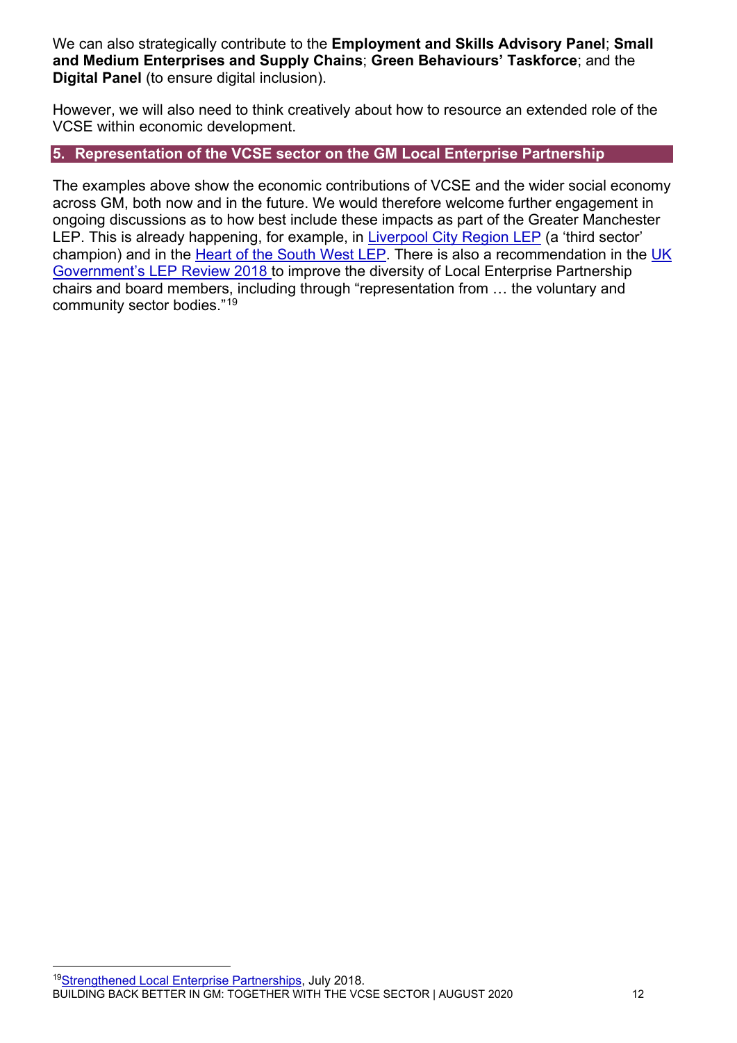We can also strategically contribute to the **Employment and Skills Advisory Panel**; **Small and Medium Enterprises and Supply Chains**; **Green Behaviours' Taskforce**; and the **Digital Panel** (to ensure digital inclusion).

However, we will also need to think creatively about how to resource an extended role of the VCSE within economic development.

## 5. Representation of the VCSE sector on the GM Local Enterprise Partnership

The examples above show the economic contributions of VCSE and the wider social economy across GM, both now and in the future. We would therefore welcome further engagement in ongoing discussions as to how best include these impacts as part of the Greater Manchester LEP. This is already happening, for example, in Liverpool City Region LEP (a 'third sector' champion) and in the Heart of the South West LEP. There is also a recommendation in the UK Government's LEP Review 2018 to improve the diversity of Local Enterprise Partnership chairs and board members, including through "representation from … the voluntary and community sector bodies."[19]

---

[19] Strengthened Local Enterprise Partnerships, July 2018.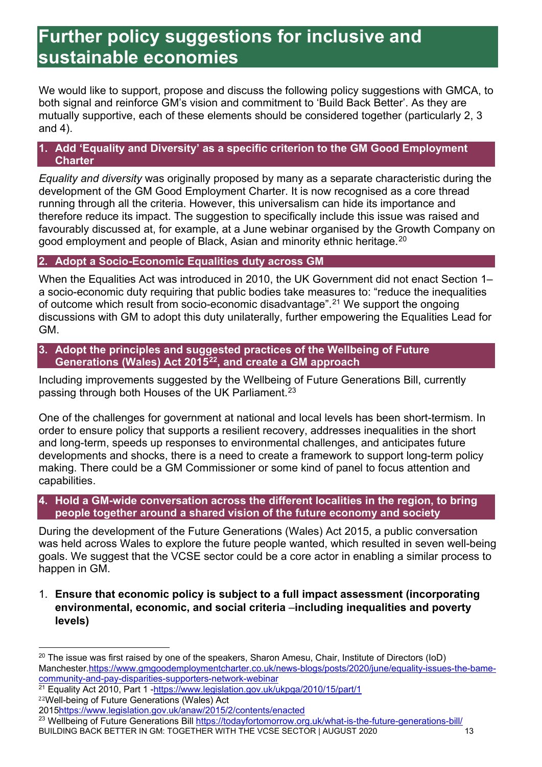# Further policy suggestions for inclusive and sustainable economies

We would like to support, propose and discuss the following policy suggestions with GMCA, to both signal and reinforce GM's vision and commitment to 'Build Back Better'. As they are mutually supportive, each of these elements should be considered together (particularly 2, 3 and 4).

### 1. Add 'Equality and Diversity' as a specific criterion to the GM Good Employment Charter

*Equality and diversity* was originally proposed by many as a separate characteristic during the development of the GM Good Employment Charter. It is now recognised as a core thread running through all the criteria. However, this universalism can hide its importance and therefore reduce its impact. The suggestion to specifically include this issue was raised and favourably discussed at, for example, at a June webinar organised by the Growth Company on good employment and people of Black, Asian and minority ethnic heritage.[20]

### 2. Adopt a Socio-Economic Equalities duty across GM

When the Equalities Act was introduced in 2010, the UK Government did not enact Section 1– a socio-economic duty requiring that public bodies take measures to: "reduce the inequalities of outcome which result from socio-economic disadvantage".[21] We support the ongoing discussions with GM to adopt this duty unilaterally, further empowering the Equalities Lead for GM.

### 3. Adopt the principles and suggested practices of the Wellbeing of Future Generations (Wales) Act 2015[22], and create a GM approach

Including improvements suggested by the Wellbeing of Future Generations Bill, currently passing through both Houses of the UK Parliament.[23]

One of the challenges for government at national and local levels has been short-termism. In order to ensure policy that supports a resilient recovery, addresses inequalities in the short and long-term, speeds up responses to environmental challenges, and anticipates future developments and shocks, there is a need to create a framework to support long-term policy making. There could be a GM Commissioner or some kind of panel to focus attention and capabilities.

### 4. Hold a GM-wide conversation across the different localities in the region, to bring people together around a shared vision of the future economy and society

During the development of the Future Generations (Wales) Act 2015, a public conversation was held across Wales to explore the future people wanted, which resulted in seven well-being goals. We suggest that the VCSE sector could be a core actor in enabling a similar process to happen in GM.

1. **Ensure that economic policy is subject to a full impact assessment (incorporating environmental, economic, and social criteria –including inequalities and poverty levels)**

---

[20] The issue was first raised by one of the speakers, Sharon Amesu, Chair, Institute of Directors (IoD) Manchester.https://www.gmgoodemploymentcharter.co.uk/news-blogs/posts/2020/june/equality-issues-the-bame-community-and-pay-disparities-supporters-network-webinar

[21] Equality Act 2010, Part 1 -https://www.legislation.gov.uk/ukpga/2010/15/part/1

[22] Well-being of Future Generations (Wales) Act 2015https://www.legislation.gov.uk/anaw/2015/2/contents/enacted

[23] Wellbeing of Future Generations Bill https://todayfortomorrow.org.uk/what-is-the-future-generations-bill/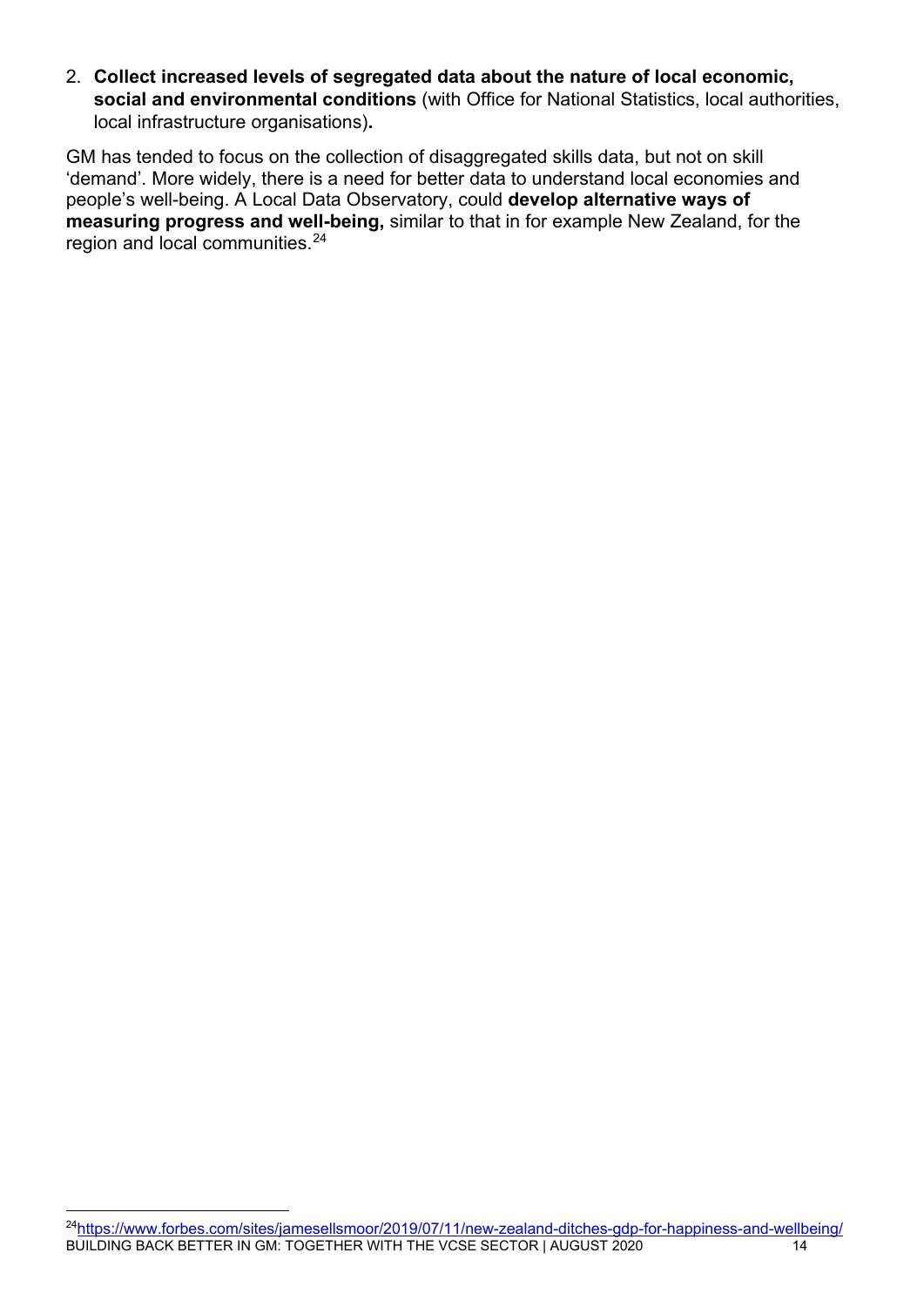2. **Collect increased levels of segregated data about the nature of local economic, social and environmental conditions** (with Office for National Statistics, local authorities, local infrastructure organisations)**.**

GM has tended to focus on the collection of disaggregated skills data, but not on skill 'demand'. More widely, there is a need for better data to understand local economies and people's well-being. A Local Data Observatory, could **develop alternative ways of measuring progress and well-being,** similar to that in for example New Zealand, for the region and local communities.[24]

[24]https://www.forbes.com/sites/jamesellsmoor/2019/07/11/new-zealand-ditches-gdp-for-happiness-and-wellbeing/